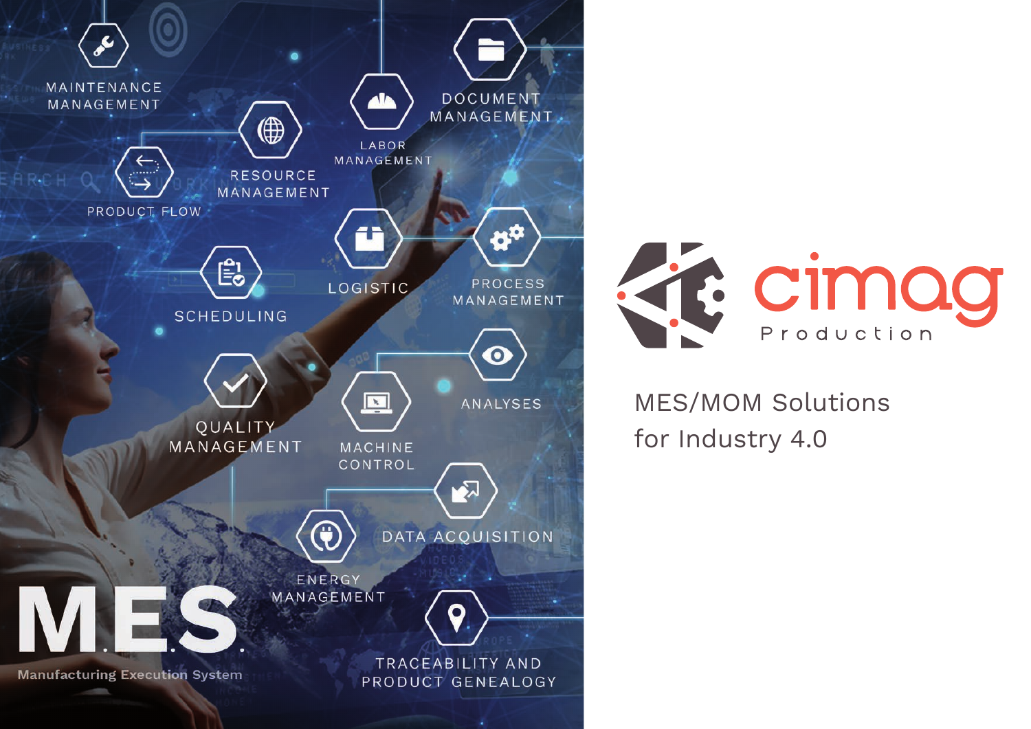MAINTENANCE MANAGEMENT

DOCUMENT MANAGEMENT

LABOR MANAGEMENT

RESOURCE MANAGEMENT

PRODUCT FLOW

LOGISTIC

PROCESS MANAGEMENT

SCHEDULING

ANALYSES

QUALITY MANAGEMENT

MACHINE CONTROL

DATA ACQUISITION

ENERGY MANAGEMENT

TRACEABILITY AND PRODUCT GENEALOGY

# M.E.S.

Manufacturing Execution System

cimag Production

MES/MOM Solutions for Industry 4.0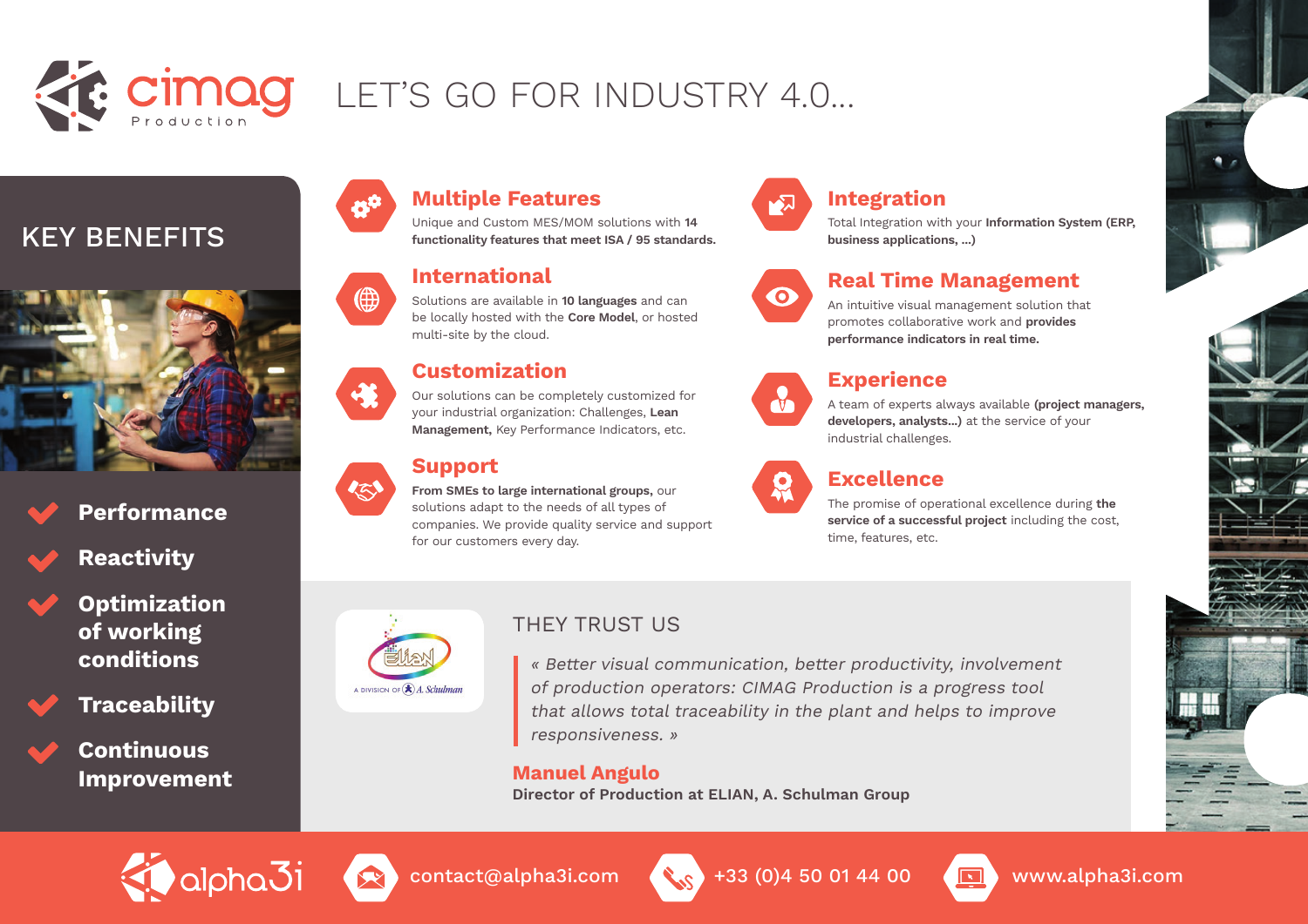cimag Production

# LET'S GO FOR INDUSTRY 4.0...

## KEY BENEFITS

- **Performance**
- **Reactivity**
- **Optimization of working conditions**
- **Traceability**
- **Continuous Improvement**

### Multiple Features

Unique and Custom MES/MOM solutions with **14 functionality features that meet ISA / 95 standards.**

### International

Solutions are available in **10 languages** and can be locally hosted with the **Core Model**, or hosted multi-site by the cloud.

### Customization

Our solutions can be completely customized for your industrial organization: Challenges, **Lean Management,** Key Performance Indicators, etc.

### Support

**From SMEs to large international groups,** our solutions adapt to the needs of all types of companies. We provide quality service and support for our customers every day.

### Integration

Total Integration with your **Information System (ERP, business applications, ...)**

### Real Time Management

An intuitive visual management solution that promotes collaborative work and **provides performance indicators in real time.**

### Experience

A team of experts always available **(project managers, developers, analysts...)** at the service of your industrial challenges.

### Excellence

The promise of operational excellence during **the service of a successful project** including the cost, time, features, etc.

## THEY TRUST US

ELIAN – A DIVISION OF A. Schulman

*« Better visual communication, better productivity, involvement of production operators: CIMAG Production is a progress tool that allows total traceability in the plant and helps to improve responsiveness. »*

**Manuel Angulo**
**Director of Production at ELIAN, A. Schulman Group**

alpha3i — contact@alpha3i.com — +33 (0)4 50 01 44 00 — www.alpha3i.com